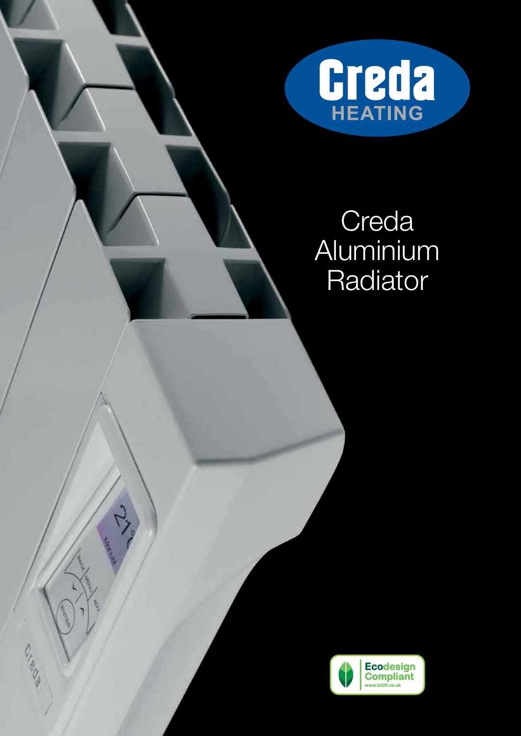Creda HEATING

# Creda Aluminium Radiator

Ecodesign Compliant
www.lot20.co.uk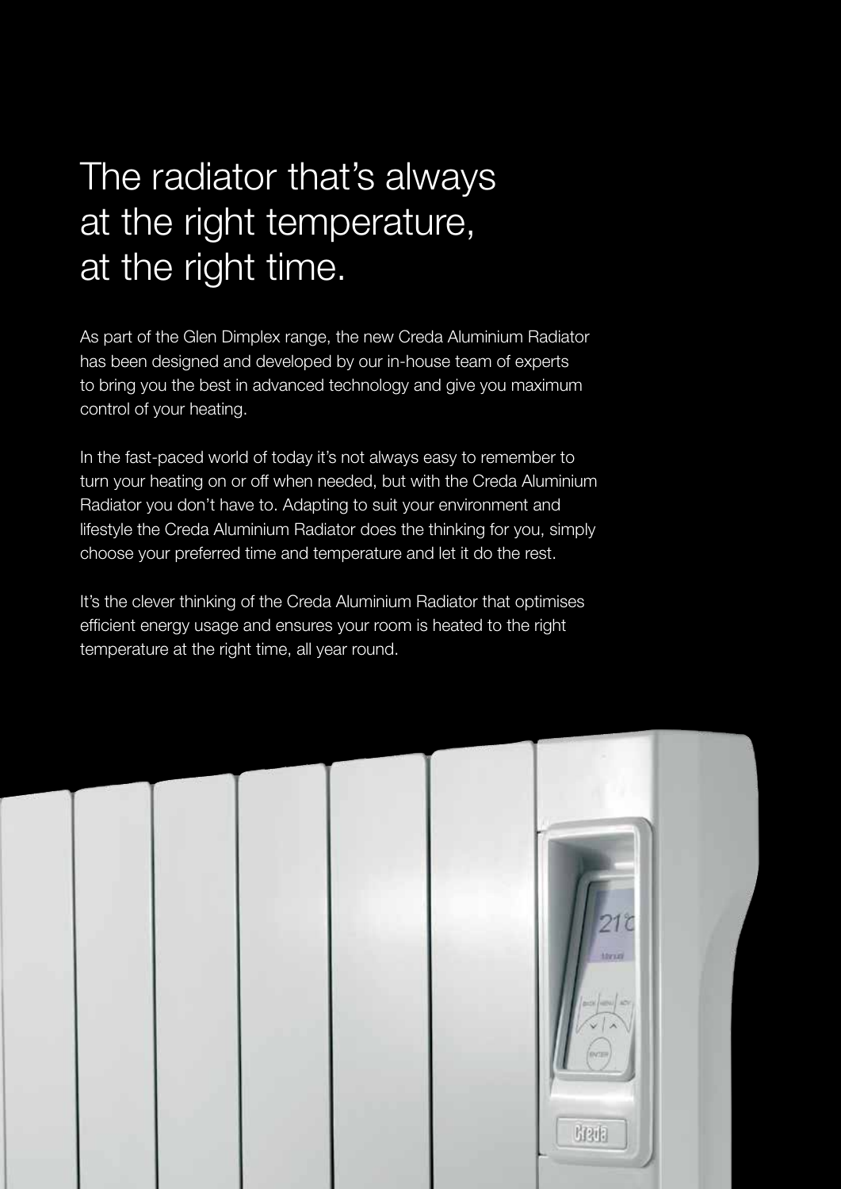# The radiator that's always at the right temperature, at the right time.

As part of the Glen Dimplex range, the new Creda Aluminium Radiator has been designed and developed by our in-house team of experts to bring you the best in advanced technology and give you maximum control of your heating.

In the fast-paced world of today it's not always easy to remember to turn your heating on or off when needed, but with the Creda Aluminium Radiator you don't have to. Adapting to suit your environment and lifestyle the Creda Aluminium Radiator does the thinking for you, simply choose your preferred time and temperature and let it do the rest.

It's the clever thinking of the Creda Aluminium Radiator that optimises efficient energy usage and ensures your room is heated to the right temperature at the right time, all year round.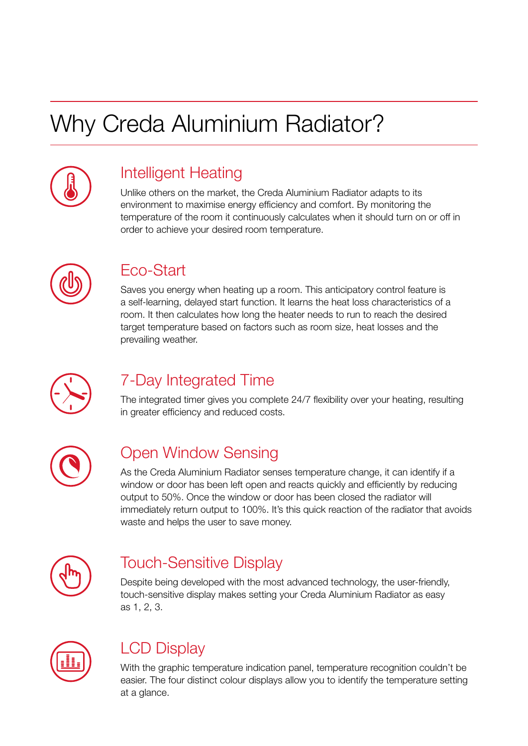# Why Creda Aluminium Radiator?

## Intelligent Heating

Unlike others on the market, the Creda Aluminium Radiator adapts to its environment to maximise energy efficiency and comfort. By monitoring the temperature of the room it continuously calculates when it should turn on or off in order to achieve your desired room temperature.

## Eco-Start

Saves you energy when heating up a room. This anticipatory control feature is a self-learning, delayed start function. It learns the heat loss characteristics of a room. It then calculates how long the heater needs to run to reach the desired target temperature based on factors such as room size, heat losses and the prevailing weather.

## 7-Day Integrated Time

The integrated timer gives you complete 24/7 flexibility over your heating, resulting in greater efficiency and reduced costs.

## Open Window Sensing

As the Creda Aluminium Radiator senses temperature change, it can identify if a window or door has been left open and reacts quickly and efficiently by reducing output to 50%. Once the window or door has been closed the radiator will immediately return output to 100%. It's this quick reaction of the radiator that avoids waste and helps the user to save money.

## Touch-Sensitive Display

Despite being developed with the most advanced technology, the user-friendly, touch-sensitive display makes setting your Creda Aluminium Radiator as easy as 1, 2, 3.

## LCD Display

With the graphic temperature indication panel, temperature recognition couldn't be easier. The four distinct colour displays allow you to identify the temperature setting at a glance.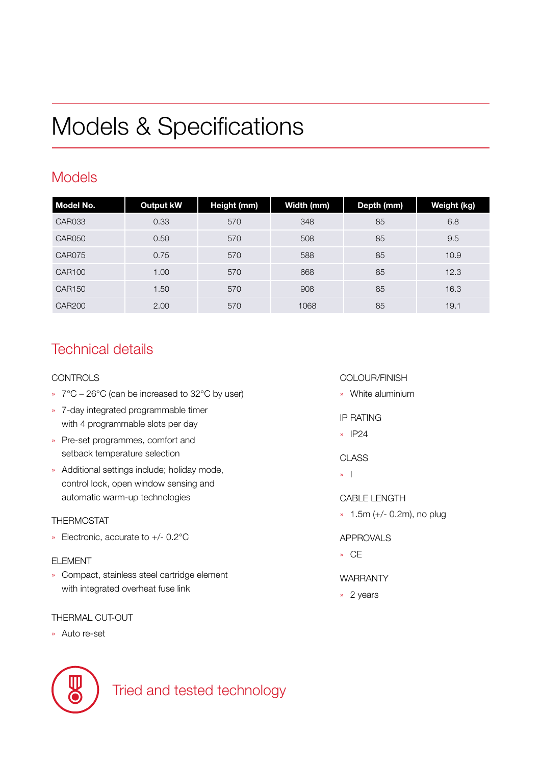# Models & Specifications

## Models

| Model No. | Output kW | Height (mm) | Width (mm) | Depth (mm) | Weight (kg) |
|---|---|---|---|---|---|
| CAR033 | 0.33 | 570 | 348 | 85 | 6.8 |
| CAR050 | 0.50 | 570 | 508 | 85 | 9.5 |
| CAR075 | 0.75 | 570 | 588 | 85 | 10.9 |
| CAR100 | 1.00 | 570 | 668 | 85 | 12.3 |
| CAR150 | 1.50 | 570 | 908 | 85 | 16.3 |
| CAR200 | 2.00 | 570 | 1068 | 85 | 19.1 |

## Technical details

CONTROLS

- 7°C – 26°C (can be increased to 32°C by user)
- 7-day integrated programmable timer with 4 programmable slots per day
- Pre-set programmes, comfort and setback temperature selection
- Additional settings include; holiday mode, control lock, open window sensing and automatic warm-up technologies

THERMOSTAT

- Electronic, accurate to +/- 0.2°C

ELEMENT

- Compact, stainless steel cartridge element with integrated overheat fuse link

THERMAL CUT-OUT

- Auto re-set

COLOUR/FINISH

- White aluminium

IP RATING

- IP24

CLASS

- I

CABLE LENGTH

- 1.5m (+/- 0.2m), no plug

APPROVALS

- CE

WARRANTY

- 2 years

Tried and tested technology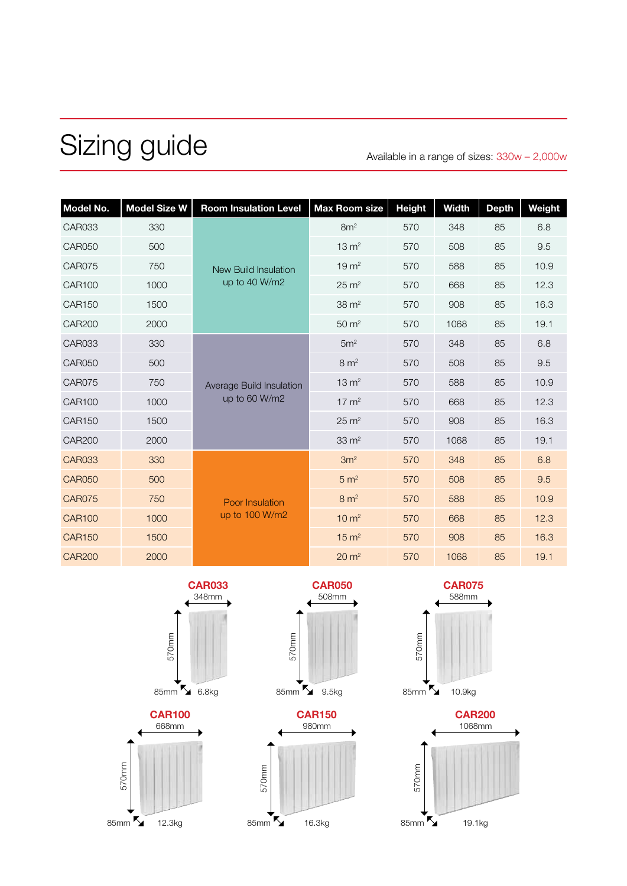# Sizing guide

Available in a range of sizes: 330w – 2,000w

| Model No. | Model Size W | Room Insulation Level | Max Room size | Height | Width | Depth | Weight |
|---|---|---|---|---|---|---|---|
| CAR033 | 330 | New Build Insulation up to 40 W/m2 | 8m² | 570 | 348 | 85 | 6.8 |
| CAR050 | 500 | | 13 m² | 570 | 508 | 85 | 9.5 |
| CAR075 | 750 | | 19 m² | 570 | 588 | 85 | 10.9 |
| CAR100 | 1000 | | 25 m² | 570 | 668 | 85 | 12.3 |
| CAR150 | 1500 | | 38 m² | 570 | 908 | 85 | 16.3 |
| CAR200 | 2000 | | 50 m² | 570 | 1068 | 85 | 19.1 |
| CAR033 | 330 | Average Build Insulation up to 60 W/m2 | 5m² | 570 | 348 | 85 | 6.8 |
| CAR050 | 500 | | 8 m² | 570 | 508 | 85 | 9.5 |
| CAR075 | 750 | | 13 m² | 570 | 588 | 85 | 10.9 |
| CAR100 | 1000 | | 17 m² | 570 | 668 | 85 | 12.3 |
| CAR150 | 1500 | | 25 m² | 570 | 908 | 85 | 16.3 |
| CAR200 | 2000 | | 33 m² | 570 | 1068 | 85 | 19.1 |
| CAR033 | 330 | Poor Insulation up to 100 W/m2 | 3m² | 570 | 348 | 85 | 6.8 |
| CAR050 | 500 | | 5 m² | 570 | 508 | 85 | 9.5 |
| CAR075 | 750 | | 8 m² | 570 | 588 | 85 | 10.9 |
| CAR100 | 1000 | | 10 m² | 570 | 668 | 85 | 12.3 |
| CAR150 | 1500 | | 15 m² | 570 | 908 | 85 | 16.3 |
| CAR200 | 2000 | | 20 m² | 570 | 1068 | 85 | 19.1 |

**CAR033**
348mm
570mm
85mm 6.8kg

**CAR050**
508mm
570mm
85mm 9.5kg

**CAR075**
588mm
570mm
85mm 10.9kg

**CAR100**
668mm
570mm
85mm 12.3kg

**CAR150**
980mm
570mm
85mm 16.3kg

**CAR200**
1068mm
570mm
85mm 19.1kg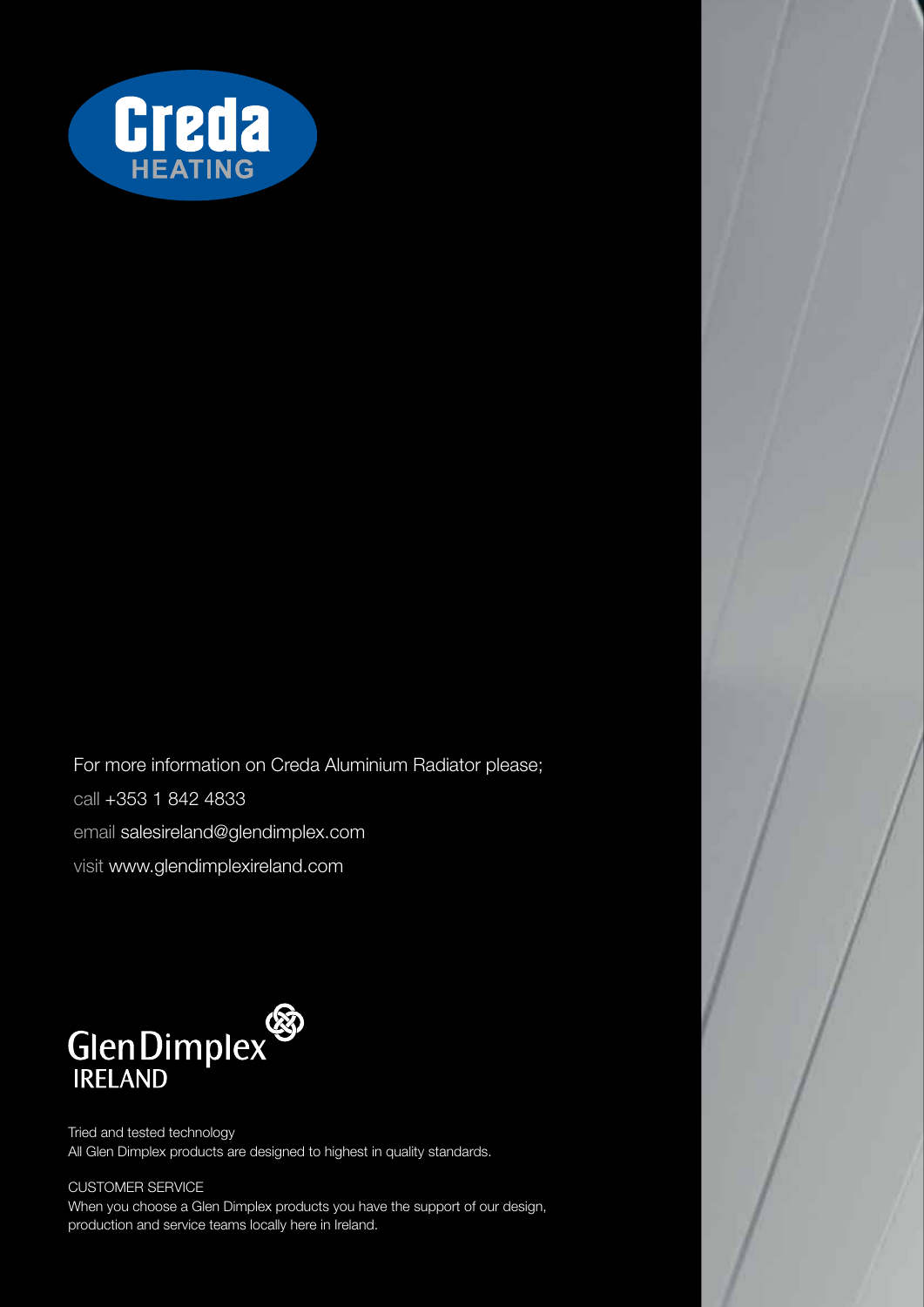Creda
HEATING

For more information on Creda Aluminium Radiator please;

call +353 1 842 4833

email salesireland@glendimplex.com

visit www.glendimplexireland.com

Glen Dimplex
IRELAND

Tried and tested technology
All Glen Dimplex products are designed to highest in quality standards.

CUSTOMER SERVICE
When you choose a Glen Dimplex products you have the support of our design, production and service teams locally here in Ireland.